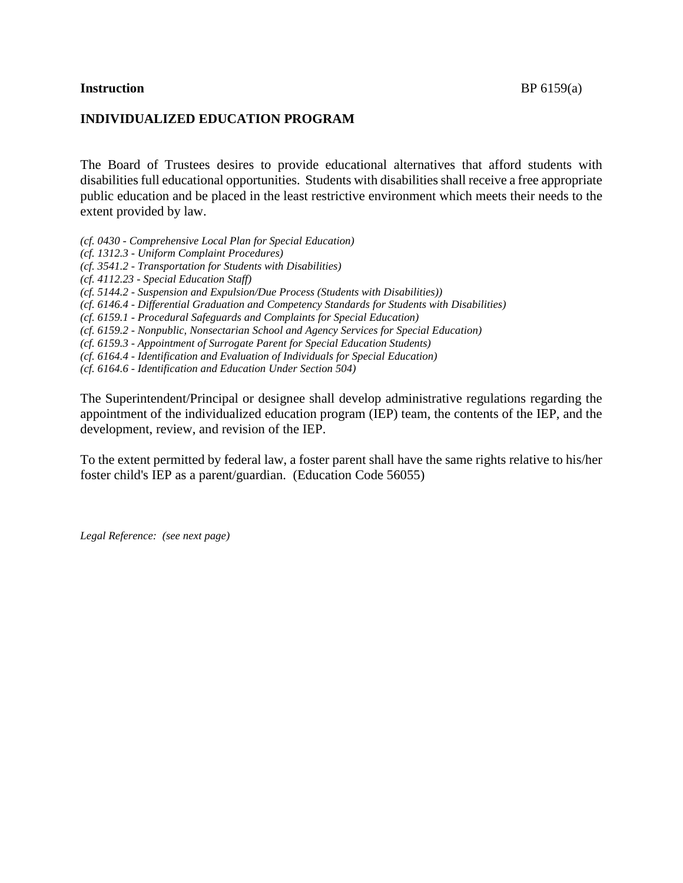**Instruction** BP 6159(a)

**INDIVIDUALIZED EDUCATION PROGRAM**

The Board of Trustees desires to provide educational alternatives that afford students with disabilities full educational opportunities. Students with disabilities shall receive a free appropriate public education and be placed in the least restrictive environment which meets their needs to the extent provided by law.

*(cf. 0430 - Comprehensive Local Plan for Special Education)*
*(cf. 1312.3 - Uniform Complaint Procedures)*
*(cf. 3541.2 - Transportation for Students with Disabilities)*
*(cf. 4112.23 - Special Education Staff)*
*(cf. 5144.2 - Suspension and Expulsion/Due Process (Students with Disabilities))*
*(cf. 6146.4 - Differential Graduation and Competency Standards for Students with Disabilities)*
*(cf. 6159.1 - Procedural Safeguards and Complaints for Special Education)*
*(cf. 6159.2 - Nonpublic, Nonsectarian School and Agency Services for Special Education)*
*(cf. 6159.3 - Appointment of Surrogate Parent for Special Education Students)*
*(cf. 6164.4 - Identification and Evaluation of Individuals for Special Education)*
*(cf. 6164.6 - Identification and Education Under Section 504)*

The Superintendent/Principal or designee shall develop administrative regulations regarding the appointment of the individualized education program (IEP) team, the contents of the IEP, and the development, review, and revision of the IEP.

To the extent permitted by federal law, a foster parent shall have the same rights relative to his/her foster child's IEP as a parent/guardian. (Education Code 56055)

*Legal Reference: (see next page)*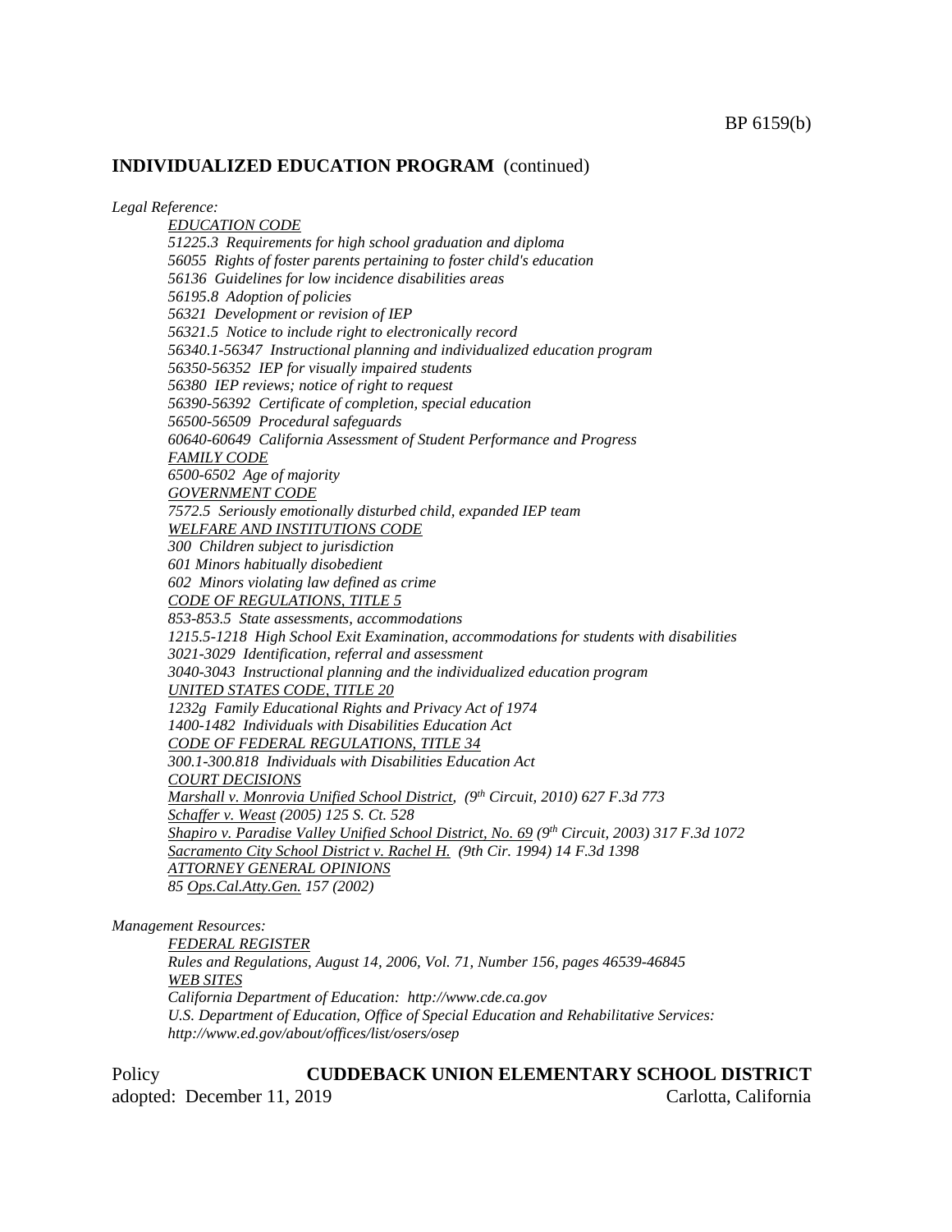## INDIVIDUALIZED EDUCATION PROGRAM (continued)

*Legal Reference:*

*EDUCATION CODE*
*51225.3 Requirements for high school graduation and diploma*
*56055 Rights of foster parents pertaining to foster child's education*
*56136 Guidelines for low incidence disabilities areas*
*56195.8 Adoption of policies*
*56321 Development or revision of IEP*
*56321.5 Notice to include right to electronically record*
*56340.1-56347 Instructional planning and individualized education program*
*56350-56352 IEP for visually impaired students*
*56380 IEP reviews; notice of right to request*
*56390-56392 Certificate of completion, special education*
*56500-56509 Procedural safeguards*
*60640-60649 California Assessment of Student Performance and Progress*
*FAMILY CODE*
*6500-6502 Age of majority*
*GOVERNMENT CODE*
*7572.5 Seriously emotionally disturbed child, expanded IEP team*
*WELFARE AND INSTITUTIONS CODE*
*300 Children subject to jurisdiction*
*601 Minors habitually disobedient*
*602 Minors violating law defined as crime*
*CODE OF REGULATIONS, TITLE 5*
*853-853.5 State assessments, accommodations*
*1215.5-1218 High School Exit Examination, accommodations for students with disabilities*
*3021-3029 Identification, referral and assessment*
*3040-3043 Instructional planning and the individualized education program*
*UNITED STATES CODE, TITLE 20*
*1232g Family Educational Rights and Privacy Act of 1974*
*1400-1482 Individuals with Disabilities Education Act*
*CODE OF FEDERAL REGULATIONS, TITLE 34*
*300.1-300.818 Individuals with Disabilities Education Act*
*COURT DECISIONS*
*Marshall v. Monrovia Unified School District, (9th Circuit, 2010) 627 F.3d 773*
*Schaffer v. Weast (2005) 125 S. Ct. 528*
*Shapiro v. Paradise Valley Unified School District, No. 69 (9th Circuit, 2003) 317 F.3d 1072*
*Sacramento City School District v. Rachel H. (9th Cir. 1994) 14 F.3d 1398*
*ATTORNEY GENERAL OPINIONS*
*85 Ops.Cal.Atty.Gen. 157 (2002)*

*Management Resources:*

*FEDERAL REGISTER*
*Rules and Regulations, August 14, 2006, Vol. 71, Number 156, pages 46539-46845*
*WEB SITES*
*California Department of Education: http://www.cde.ca.gov*
*U.S. Department of Education, Office of Special Education and Rehabilitative Services: http://www.ed.gov/about/offices/list/osers/osep*

Policy **CUDDEBACK UNION ELEMENTARY SCHOOL DISTRICT**
adopted: December 11, 2019 Carlotta, California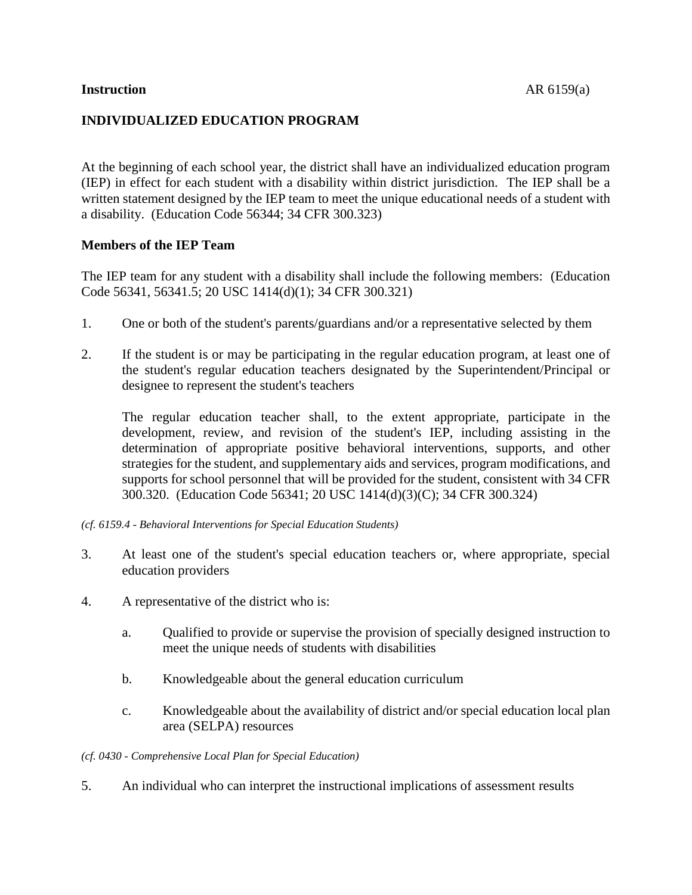**Instruction**

## INDIVIDUALIZED EDUCATION PROGRAM

At the beginning of each school year, the district shall have an individualized education program (IEP) in effect for each student with a disability within district jurisdiction. The IEP shall be a written statement designed by the IEP team to meet the unique educational needs of a student with a disability. (Education Code 56344; 34 CFR 300.323)

### Members of the IEP Team

The IEP team for any student with a disability shall include the following members: (Education Code 56341, 56341.5; 20 USC 1414(d)(1); 34 CFR 300.321)

1. One or both of the student's parents/guardians and/or a representative selected by them

2. If the student is or may be participating in the regular education program, at least one of the student's regular education teachers designated by the Superintendent/Principal or designee to represent the student's teachers

   The regular education teacher shall, to the extent appropriate, participate in the development, review, and revision of the student's IEP, including assisting in the determination of appropriate positive behavioral interventions, supports, and other strategies for the student, and supplementary aids and services, program modifications, and supports for school personnel that will be provided for the student, consistent with 34 CFR 300.320. (Education Code 56341; 20 USC 1414(d)(3)(C); 34 CFR 300.324)

*(cf. 6159.4 - Behavioral Interventions for Special Education Students)*

3. At least one of the student's special education teachers or, where appropriate, special education providers

4. A representative of the district who is:

   a. Qualified to provide or supervise the provision of specially designed instruction to meet the unique needs of students with disabilities

   b. Knowledgeable about the general education curriculum

   c. Knowledgeable about the availability of district and/or special education local plan area (SELPA) resources

*(cf. 0430 - Comprehensive Local Plan for Special Education)*

5. An individual who can interpret the instructional implications of assessment results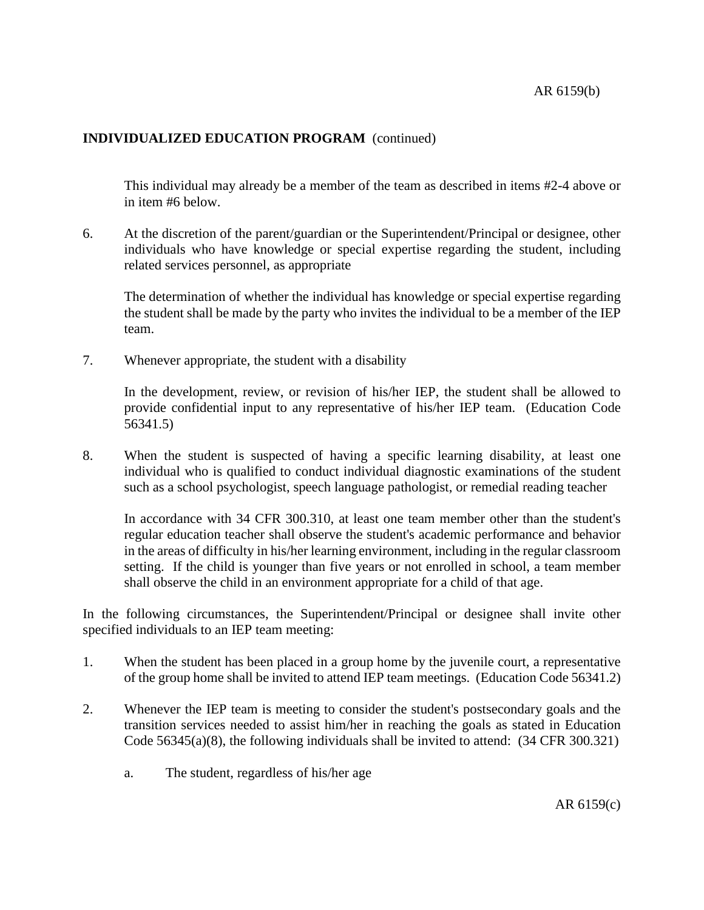**INDIVIDUALIZED EDUCATION PROGRAM** (continued)

This individual may already be a member of the team as described in items #2-4 above or in item #6 below.

6. At the discretion of the parent/guardian or the Superintendent/Principal or designee, other individuals who have knowledge or special expertise regarding the student, including related services personnel, as appropriate

   The determination of whether the individual has knowledge or special expertise regarding the student shall be made by the party who invites the individual to be a member of the IEP team.

7. Whenever appropriate, the student with a disability

   In the development, review, or revision of his/her IEP, the student shall be allowed to provide confidential input to any representative of his/her IEP team. (Education Code 56341.5)

8. When the student is suspected of having a specific learning disability, at least one individual who is qualified to conduct individual diagnostic examinations of the student such as a school psychologist, speech language pathologist, or remedial reading teacher

   In accordance with 34 CFR 300.310, at least one team member other than the student's regular education teacher shall observe the student's academic performance and behavior in the areas of difficulty in his/her learning environment, including in the regular classroom setting. If the child is younger than five years or not enrolled in school, a team member shall observe the child in an environment appropriate for a child of that age.

In the following circumstances, the Superintendent/Principal or designee shall invite other specified individuals to an IEP team meeting:

1. When the student has been placed in a group home by the juvenile court, a representative of the group home shall be invited to attend IEP team meetings. (Education Code 56341.2)

2. Whenever the IEP team is meeting to consider the student's postsecondary goals and the transition services needed to assist him/her in reaching the goals as stated in Education Code 56345(a)(8), the following individuals shall be invited to attend: (34 CFR 300.321)

   a. The student, regardless of his/her age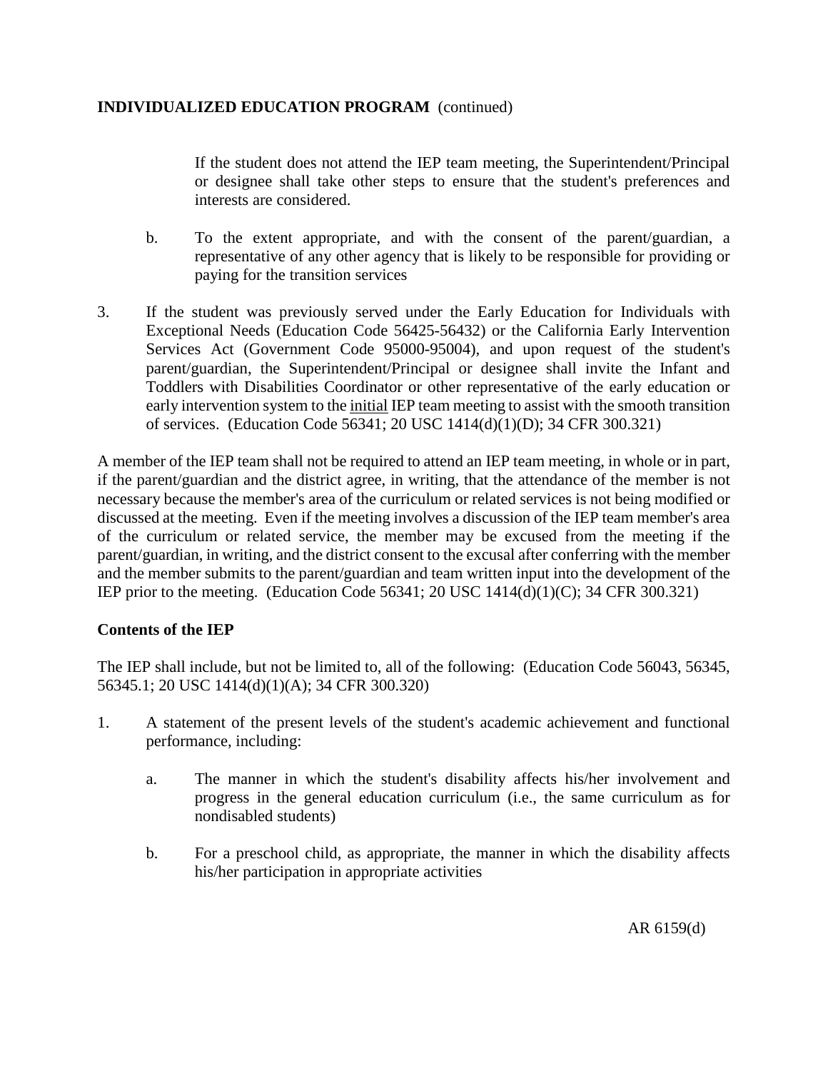If the student does not attend the IEP team meeting, the Superintendent/Principal or designee shall take other steps to ensure that the student's preferences and interests are considered.

b. To the extent appropriate, and with the consent of the parent/guardian, a representative of any other agency that is likely to be responsible for providing or paying for the transition services

3. If the student was previously served under the Early Education for Individuals with Exceptional Needs (Education Code 56425-56432) or the California Early Intervention Services Act (Government Code 95000-95004), and upon request of the student's parent/guardian, the Superintendent/Principal or designee shall invite the Infant and Toddlers with Disabilities Coordinator or other representative of the early education or early intervention system to the <u>initial</u> IEP team meeting to assist with the smooth transition of services. (Education Code 56341; 20 USC 1414(d)(1)(D); 34 CFR 300.321)

A member of the IEP team shall not be required to attend an IEP team meeting, in whole or in part, if the parent/guardian and the district agree, in writing, that the attendance of the member is not necessary because the member's area of the curriculum or related services is not being modified or discussed at the meeting. Even if the meeting involves a discussion of the IEP team member's area of the curriculum or related service, the member may be excused from the meeting if the parent/guardian, in writing, and the district consent to the excusal after conferring with the member and the member submits to the parent/guardian and team written input into the development of the IEP prior to the meeting. (Education Code 56341; 20 USC 1414(d)(1)(C); 34 CFR 300.321)

**Contents of the IEP**

The IEP shall include, but not be limited to, all of the following: (Education Code 56043, 56345, 56345.1; 20 USC 1414(d)(1)(A); 34 CFR 300.320)

1. A statement of the present levels of the student's academic achievement and functional performance, including:

   a. The manner in which the student's disability affects his/her involvement and progress in the general education curriculum (i.e., the same curriculum as for nondisabled students)

   b. For a preschool child, as appropriate, the manner in which the disability affects his/her participation in appropriate activities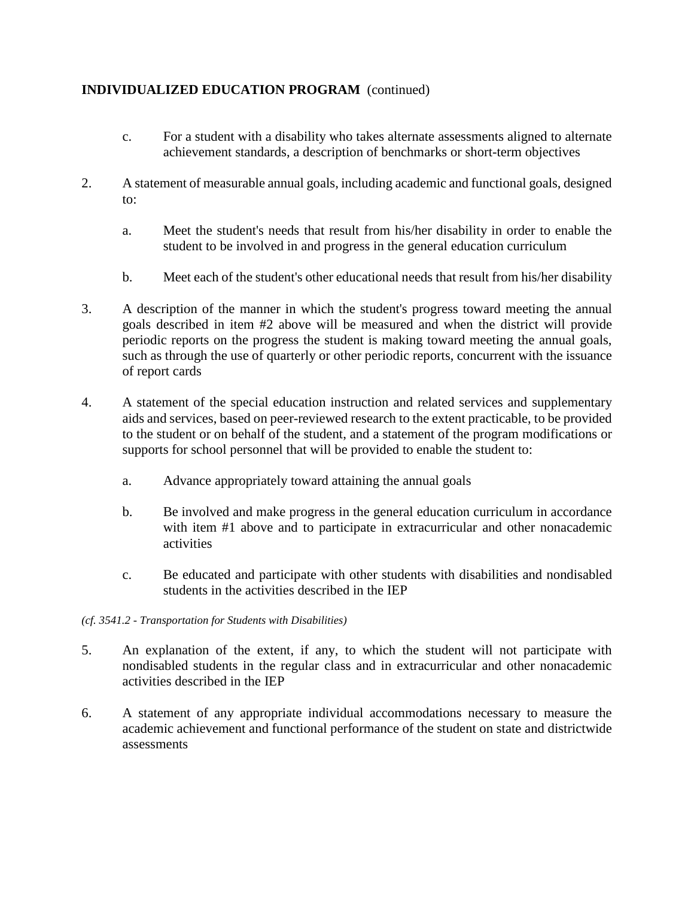**INDIVIDUALIZED EDUCATION PROGRAM** (continued)

   c. For a student with a disability who takes alternate assessments aligned to alternate achievement standards, a description of benchmarks or short-term objectives

2. A statement of measurable annual goals, including academic and functional goals, designed to:

   a. Meet the student's needs that result from his/her disability in order to enable the student to be involved in and progress in the general education curriculum

   b. Meet each of the student's other educational needs that result from his/her disability

3. A description of the manner in which the student's progress toward meeting the annual goals described in item #2 above will be measured and when the district will provide periodic reports on the progress the student is making toward meeting the annual goals, such as through the use of quarterly or other periodic reports, concurrent with the issuance of report cards

4. A statement of the special education instruction and related services and supplementary aids and services, based on peer-reviewed research to the extent practicable, to be provided to the student or on behalf of the student, and a statement of the program modifications or supports for school personnel that will be provided to enable the student to:

   a. Advance appropriately toward attaining the annual goals

   b. Be involved and make progress in the general education curriculum in accordance with item #1 above and to participate in extracurricular and other nonacademic activities

   c. Be educated and participate with other students with disabilities and nondisabled students in the activities described in the IEP

*(cf. 3541.2 - Transportation for Students with Disabilities)*

5. An explanation of the extent, if any, to which the student will not participate with nondisabled students in the regular class and in extracurricular and other nonacademic activities described in the IEP

6. A statement of any appropriate individual accommodations necessary to measure the academic achievement and functional performance of the student on state and districtwide assessments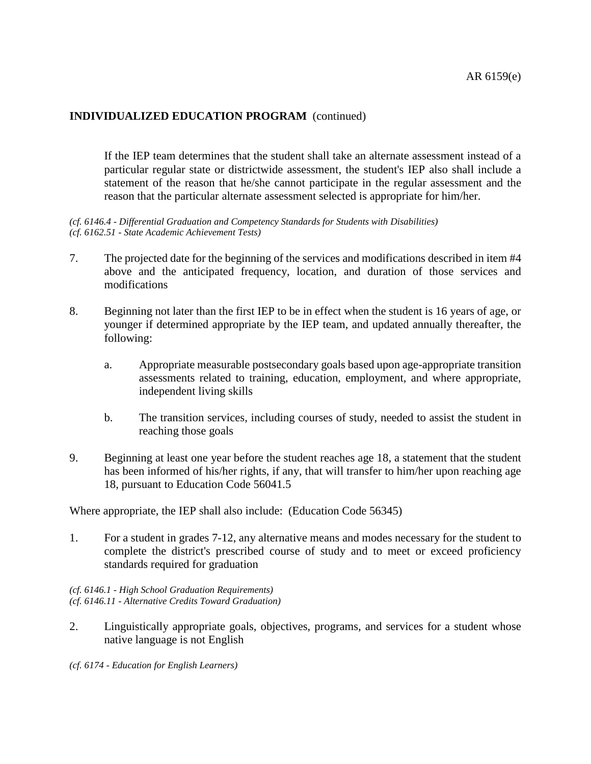**INDIVIDUALIZED EDUCATION PROGRAM** (continued)

If the IEP team determines that the student shall take an alternate assessment instead of a particular regular state or districtwide assessment, the student's IEP also shall include a statement of the reason that he/she cannot participate in the regular assessment and the reason that the particular alternate assessment selected is appropriate for him/her.

*(cf. 6146.4 - Differential Graduation and Competency Standards for Students with Disabilities)*
*(cf. 6162.51 - State Academic Achievement Tests)*

7. The projected date for the beginning of the services and modifications described in item #4 above and the anticipated frequency, location, and duration of those services and modifications

8. Beginning not later than the first IEP to be in effect when the student is 16 years of age, or younger if determined appropriate by the IEP team, and updated annually thereafter, the following:

    a. Appropriate measurable postsecondary goals based upon age-appropriate transition assessments related to training, education, employment, and where appropriate, independent living skills

    b. The transition services, including courses of study, needed to assist the student in reaching those goals

9. Beginning at least one year before the student reaches age 18, a statement that the student has been informed of his/her rights, if any, that will transfer to him/her upon reaching age 18, pursuant to Education Code 56041.5

Where appropriate, the IEP shall also include: (Education Code 56345)

1. For a student in grades 7-12, any alternative means and modes necessary for the student to complete the district's prescribed course of study and to meet or exceed proficiency standards required for graduation

*(cf. 6146.1 - High School Graduation Requirements)*
*(cf. 6146.11 - Alternative Credits Toward Graduation)*

2. Linguistically appropriate goals, objectives, programs, and services for a student whose native language is not English

*(cf. 6174 - Education for English Learners)*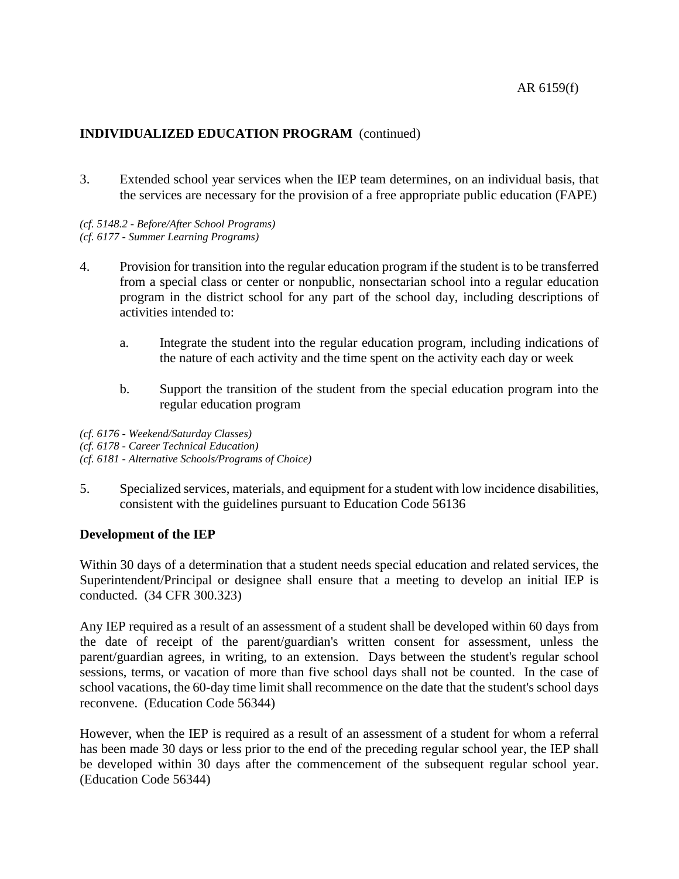## INDIVIDUALIZED EDUCATION PROGRAM (continued)

3. Extended school year services when the IEP team determines, on an individual basis, that the services are necessary for the provision of a free appropriate public education (FAPE)

*(cf. 5148.2 - Before/After School Programs)*
*(cf. 6177 - Summer Learning Programs)*

4. Provision for transition into the regular education program if the student is to be transferred from a special class or center or nonpublic, nonsectarian school into a regular education program in the district school for any part of the school day, including descriptions of activities intended to:

   a. Integrate the student into the regular education program, including indications of the nature of each activity and the time spent on the activity each day or week

   b. Support the transition of the student from the special education program into the regular education program

*(cf. 6176 - Weekend/Saturday Classes)*
*(cf. 6178 - Career Technical Education)*
*(cf. 6181 - Alternative Schools/Programs of Choice)*

5. Specialized services, materials, and equipment for a student with low incidence disabilities, consistent with the guidelines pursuant to Education Code 56136

**Development of the IEP**

Within 30 days of a determination that a student needs special education and related services, the Superintendent/Principal or designee shall ensure that a meeting to develop an initial IEP is conducted. (34 CFR 300.323)

Any IEP required as a result of an assessment of a student shall be developed within 60 days from the date of receipt of the parent/guardian's written consent for assessment, unless the parent/guardian agrees, in writing, to an extension. Days between the student's regular school sessions, terms, or vacation of more than five school days shall not be counted. In the case of school vacations, the 60-day time limit shall recommence on the date that the student's school days reconvene. (Education Code 56344)

However, when the IEP is required as a result of an assessment of a student for whom a referral has been made 30 days or less prior to the end of the preceding regular school year, the IEP shall be developed within 30 days after the commencement of the subsequent regular school year. (Education Code 56344)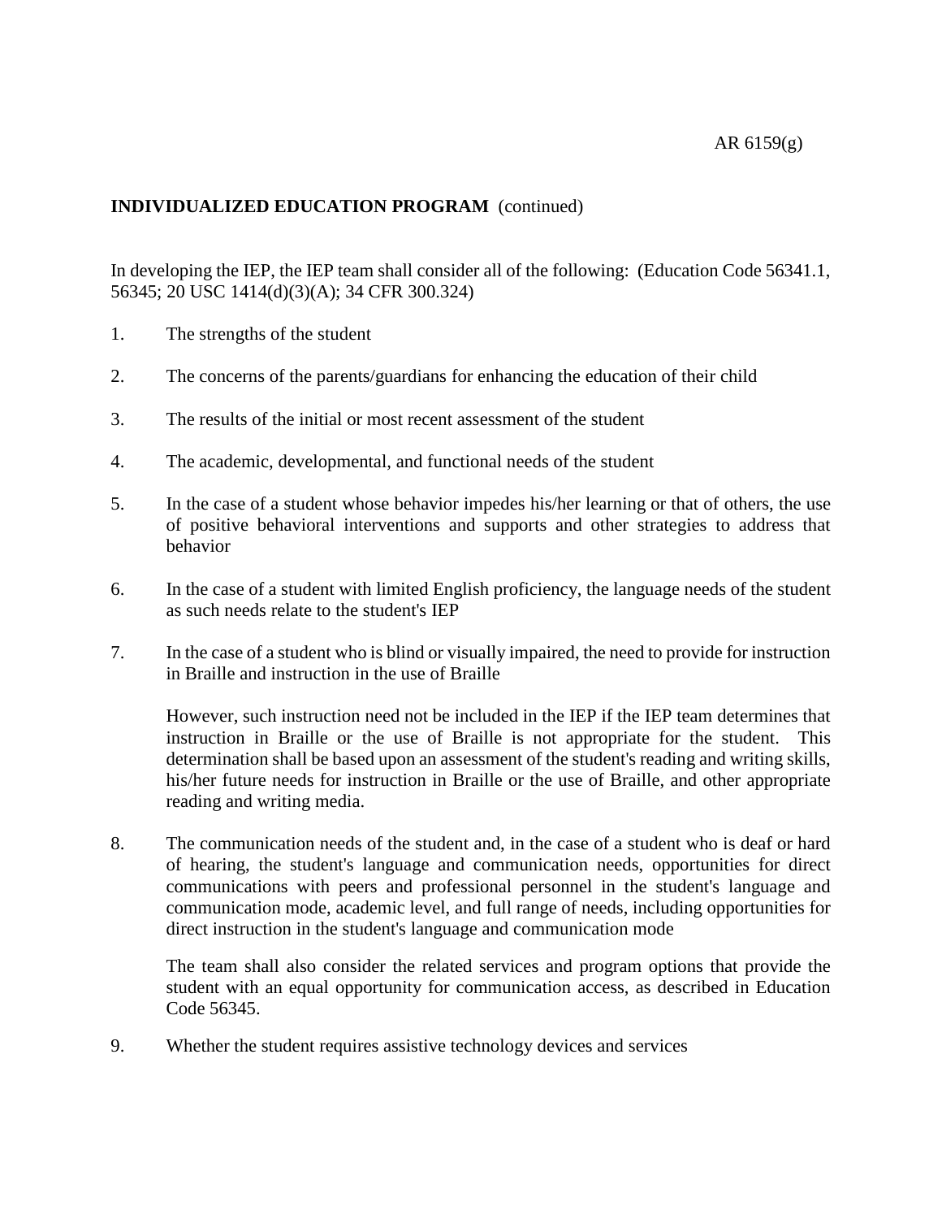**INDIVIDUALIZED EDUCATION PROGRAM** (continued)

In developing the IEP, the IEP team shall consider all of the following: (Education Code 56341.1, 56345; 20 USC 1414(d)(3)(A); 34 CFR 300.324)

1. The strengths of the student

2. The concerns of the parents/guardians for enhancing the education of their child

3. The results of the initial or most recent assessment of the student

4. The academic, developmental, and functional needs of the student

5. In the case of a student whose behavior impedes his/her learning or that of others, the use of positive behavioral interventions and supports and other strategies to address that behavior

6. In the case of a student with limited English proficiency, the language needs of the student as such needs relate to the student's IEP

7. In the case of a student who is blind or visually impaired, the need to provide for instruction in Braille and instruction in the use of Braille

   However, such instruction need not be included in the IEP if the IEP team determines that instruction in Braille or the use of Braille is not appropriate for the student. This determination shall be based upon an assessment of the student's reading and writing skills, his/her future needs for instruction in Braille or the use of Braille, and other appropriate reading and writing media.

8. The communication needs of the student and, in the case of a student who is deaf or hard of hearing, the student's language and communication needs, opportunities for direct communications with peers and professional personnel in the student's language and communication mode, academic level, and full range of needs, including opportunities for direct instruction in the student's language and communication mode

   The team shall also consider the related services and program options that provide the student with an equal opportunity for communication access, as described in Education Code 56345.

9. Whether the student requires assistive technology devices and services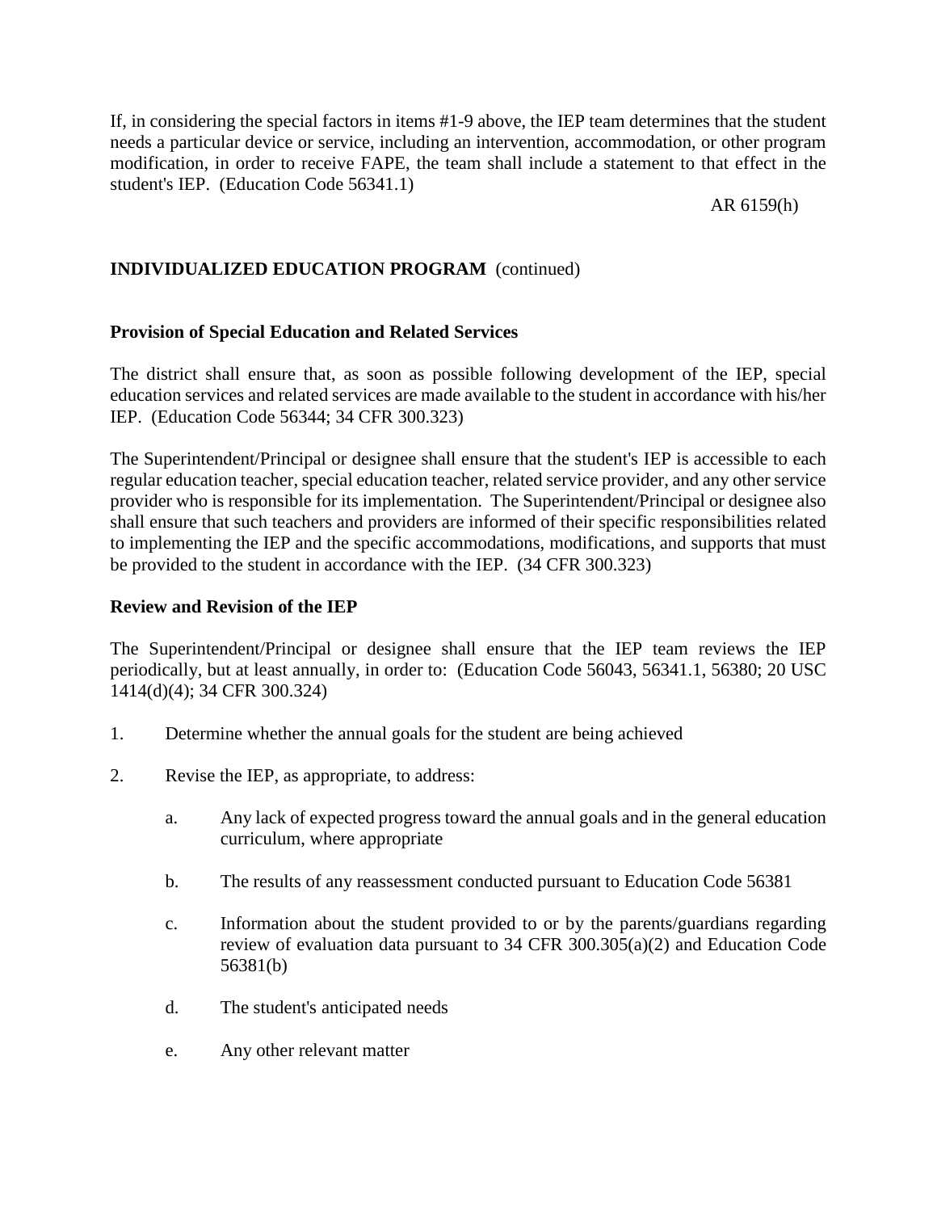If, in considering the special factors in items #1-9 above, the IEP team determines that the student needs a particular device or service, including an intervention, accommodation, or other program modification, in order to receive FAPE, the team shall include a statement to that effect in the student's IEP. (Education Code 56341.1)

**INDIVIDUALIZED EDUCATION PROGRAM** (continued)

**Provision of Special Education and Related Services**

The district shall ensure that, as soon as possible following development of the IEP, special education services and related services are made available to the student in accordance with his/her IEP. (Education Code 56344; 34 CFR 300.323)

The Superintendent/Principal or designee shall ensure that the student's IEP is accessible to each regular education teacher, special education teacher, related service provider, and any other service provider who is responsible for its implementation. The Superintendent/Principal or designee also shall ensure that such teachers and providers are informed of their specific responsibilities related to implementing the IEP and the specific accommodations, modifications, and supports that must be provided to the student in accordance with the IEP. (34 CFR 300.323)

**Review and Revision of the IEP**

The Superintendent/Principal or designee shall ensure that the IEP team reviews the IEP periodically, but at least annually, in order to: (Education Code 56043, 56341.1, 56380; 20 USC 1414(d)(4); 34 CFR 300.324)

1. Determine whether the annual goals for the student are being achieved

2. Revise the IEP, as appropriate, to address:

   a. Any lack of expected progress toward the annual goals and in the general education curriculum, where appropriate

   b. The results of any reassessment conducted pursuant to Education Code 56381

   c. Information about the student provided to or by the parents/guardians regarding review of evaluation data pursuant to 34 CFR 300.305(a)(2) and Education Code 56381(b)

   d. The student's anticipated needs

   e. Any other relevant matter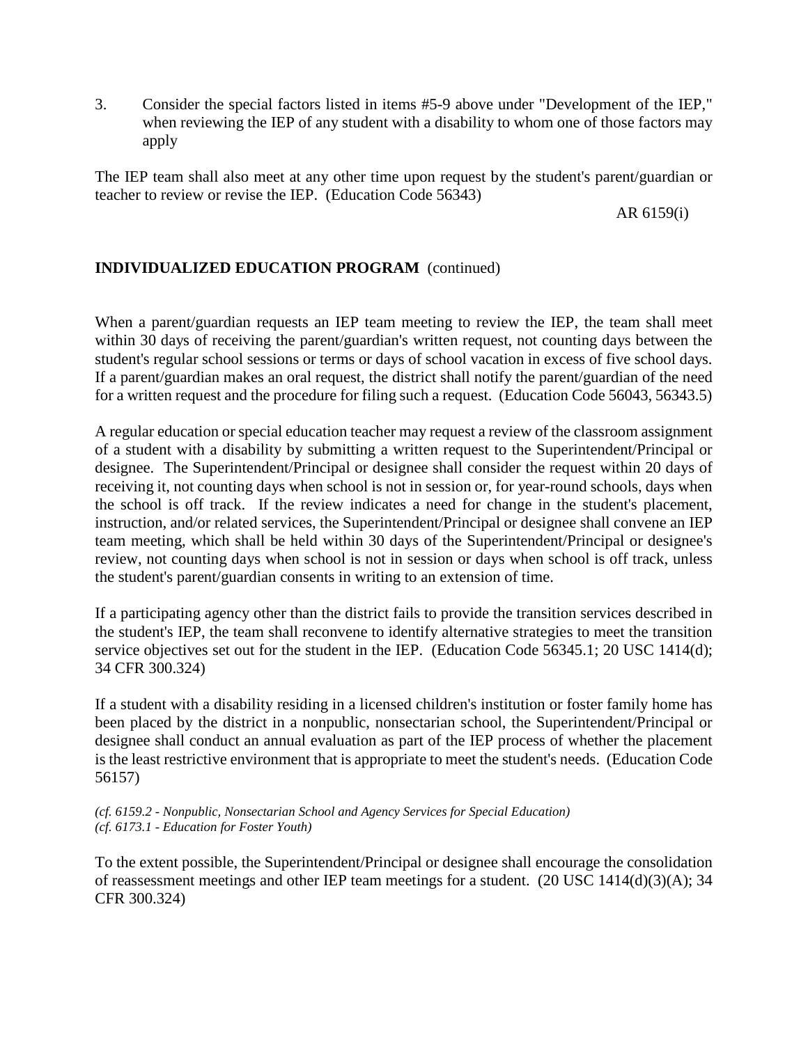3. Consider the special factors listed in items #5-9 above under "Development of the IEP," when reviewing the IEP of any student with a disability to whom one of those factors may apply

The IEP team shall also meet at any other time upon request by the student's parent/guardian or teacher to review or revise the IEP. (Education Code 56343)

**INDIVIDUALIZED EDUCATION PROGRAM** (continued)

When a parent/guardian requests an IEP team meeting to review the IEP, the team shall meet within 30 days of receiving the parent/guardian's written request, not counting days between the student's regular school sessions or terms or days of school vacation in excess of five school days. If a parent/guardian makes an oral request, the district shall notify the parent/guardian of the need for a written request and the procedure for filing such a request. (Education Code 56043, 56343.5)

A regular education or special education teacher may request a review of the classroom assignment of a student with a disability by submitting a written request to the Superintendent/Principal or designee. The Superintendent/Principal or designee shall consider the request within 20 days of receiving it, not counting days when school is not in session or, for year-round schools, days when the school is off track. If the review indicates a need for change in the student's placement, instruction, and/or related services, the Superintendent/Principal or designee shall convene an IEP team meeting, which shall be held within 30 days of the Superintendent/Principal or designee's review, not counting days when school is not in session or days when school is off track, unless the student's parent/guardian consents in writing to an extension of time.

If a participating agency other than the district fails to provide the transition services described in the student's IEP, the team shall reconvene to identify alternative strategies to meet the transition service objectives set out for the student in the IEP. (Education Code 56345.1; 20 USC 1414(d); 34 CFR 300.324)

If a student with a disability residing in a licensed children's institution or foster family home has been placed by the district in a nonpublic, nonsectarian school, the Superintendent/Principal or designee shall conduct an annual evaluation as part of the IEP process of whether the placement is the least restrictive environment that is appropriate to meet the student's needs. (Education Code 56157)

*(cf. 6159.2 - Nonpublic, Nonsectarian School and Agency Services for Special Education)*
*(cf. 6173.1 - Education for Foster Youth)*

To the extent possible, the Superintendent/Principal or designee shall encourage the consolidation of reassessment meetings and other IEP team meetings for a student. (20 USC 1414(d)(3)(A); 34 CFR 300.324)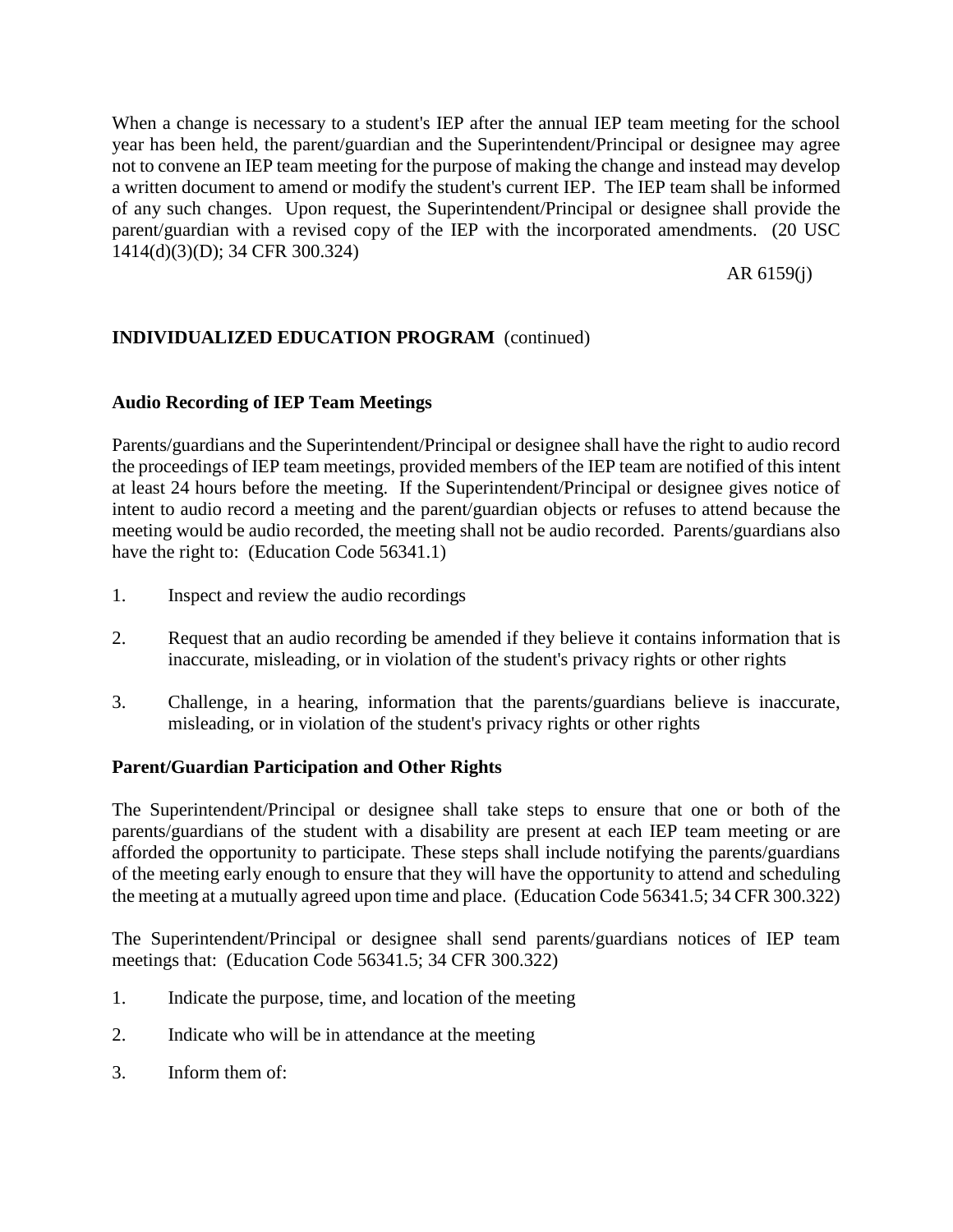When a change is necessary to a student's IEP after the annual IEP team meeting for the school year has been held, the parent/guardian and the Superintendent/Principal or designee may agree not to convene an IEP team meeting for the purpose of making the change and instead may develop a written document to amend or modify the student's current IEP. The IEP team shall be informed of any such changes. Upon request, the Superintendent/Principal or designee shall provide the parent/guardian with a revised copy of the IEP with the incorporated amendments. (20 USC 1414(d)(3)(D); 34 CFR 300.324)

**INDIVIDUALIZED EDUCATION PROGRAM** (continued)

**Audio Recording of IEP Team Meetings**

Parents/guardians and the Superintendent/Principal or designee shall have the right to audio record the proceedings of IEP team meetings, provided members of the IEP team are notified of this intent at least 24 hours before the meeting. If the Superintendent/Principal or designee gives notice of intent to audio record a meeting and the parent/guardian objects or refuses to attend because the meeting would be audio recorded, the meeting shall not be audio recorded. Parents/guardians also have the right to: (Education Code 56341.1)

1. Inspect and review the audio recordings
2. Request that an audio recording be amended if they believe it contains information that is inaccurate, misleading, or in violation of the student's privacy rights or other rights
3. Challenge, in a hearing, information that the parents/guardians believe is inaccurate, misleading, or in violation of the student's privacy rights or other rights

**Parent/Guardian Participation and Other Rights**

The Superintendent/Principal or designee shall take steps to ensure that one or both of the parents/guardians of the student with a disability are present at each IEP team meeting or are afforded the opportunity to participate. These steps shall include notifying the parents/guardians of the meeting early enough to ensure that they will have the opportunity to attend and scheduling the meeting at a mutually agreed upon time and place. (Education Code 56341.5; 34 CFR 300.322)

The Superintendent/Principal or designee shall send parents/guardians notices of IEP team meetings that: (Education Code 56341.5; 34 CFR 300.322)

1. Indicate the purpose, time, and location of the meeting
2. Indicate who will be in attendance at the meeting
3. Inform them of: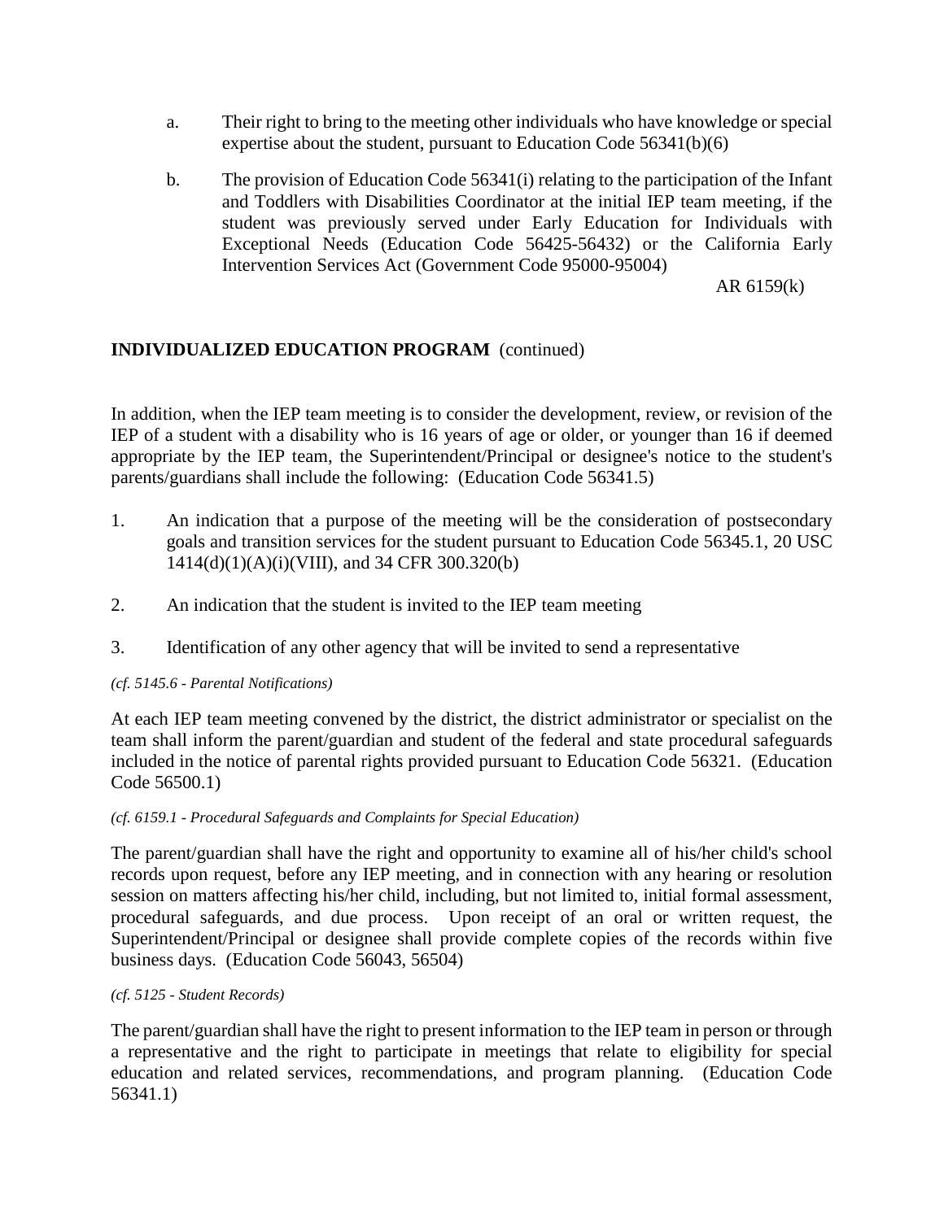a. Their right to bring to the meeting other individuals who have knowledge or special expertise about the student, pursuant to Education Code 56341(b)(6)

b. The provision of Education Code 56341(i) relating to the participation of the Infant and Toddlers with Disabilities Coordinator at the initial IEP team meeting, if the student was previously served under Early Education for Individuals with Exceptional Needs (Education Code 56425-56432) or the California Early Intervention Services Act (Government Code 95000-95004)

**INDIVIDUALIZED EDUCATION PROGRAM** (continued)

In addition, when the IEP team meeting is to consider the development, review, or revision of the IEP of a student with a disability who is 16 years of age or older, or younger than 16 if deemed appropriate by the IEP team, the Superintendent/Principal or designee's notice to the student's parents/guardians shall include the following: (Education Code 56341.5)

1. An indication that a purpose of the meeting will be the consideration of postsecondary goals and transition services for the student pursuant to Education Code 56345.1, 20 USC 1414(d)(1)(A)(i)(VIII), and 34 CFR 300.320(b)

2. An indication that the student is invited to the IEP team meeting

3. Identification of any other agency that will be invited to send a representative

*(cf. 5145.6 - Parental Notifications)*

At each IEP team meeting convened by the district, the district administrator or specialist on the team shall inform the parent/guardian and student of the federal and state procedural safeguards included in the notice of parental rights provided pursuant to Education Code 56321. (Education Code 56500.1)

*(cf. 6159.1 - Procedural Safeguards and Complaints for Special Education)*

The parent/guardian shall have the right and opportunity to examine all of his/her child's school records upon request, before any IEP meeting, and in connection with any hearing or resolution session on matters affecting his/her child, including, but not limited to, initial formal assessment, procedural safeguards, and due process. Upon receipt of an oral or written request, the Superintendent/Principal or designee shall provide complete copies of the records within five business days. (Education Code 56043, 56504)

*(cf. 5125 - Student Records)*

The parent/guardian shall have the right to present information to the IEP team in person or through a representative and the right to participate in meetings that relate to eligibility for special education and related services, recommendations, and program planning. (Education Code 56341.1)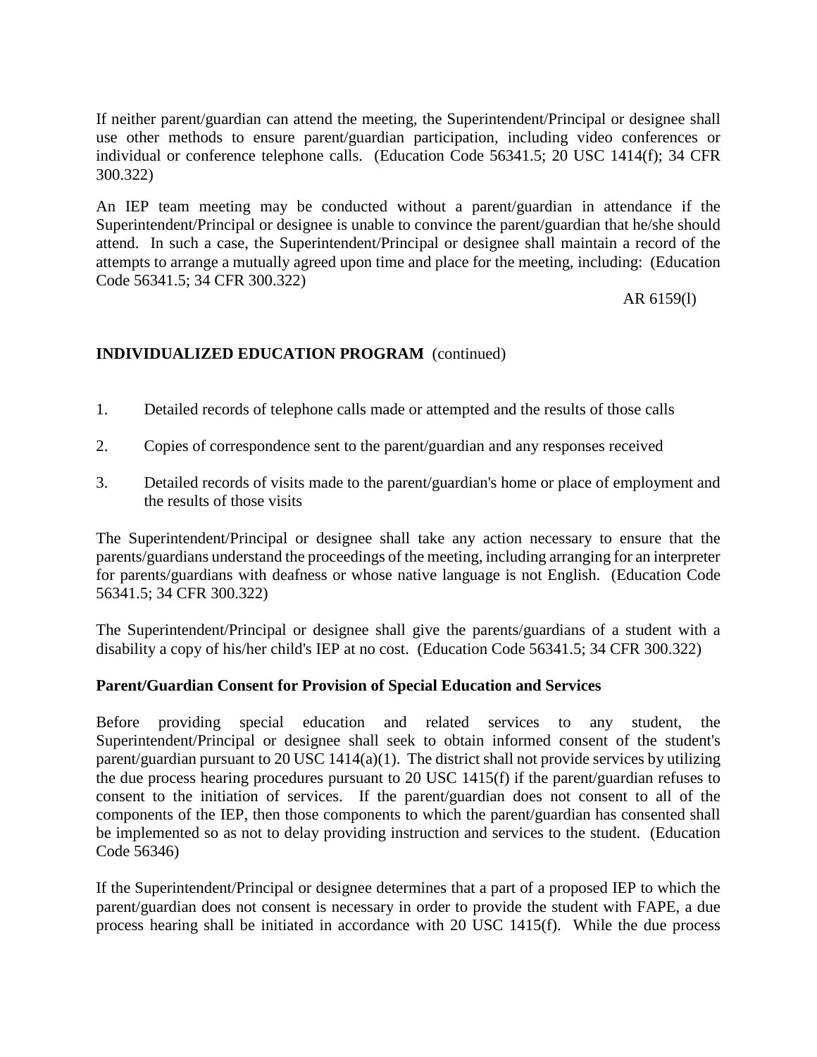If neither parent/guardian can attend the meeting, the Superintendent/Principal or designee shall use other methods to ensure parent/guardian participation, including video conferences or individual or conference telephone calls. (Education Code 56341.5; 20 USC 1414(f); 34 CFR 300.322)

An IEP team meeting may be conducted without a parent/guardian in attendance if the Superintendent/Principal or designee is unable to convince the parent/guardian that he/she should attend. In such a case, the Superintendent/Principal or designee shall maintain a record of the attempts to arrange a mutually agreed upon time and place for the meeting, including: (Education Code 56341.5; 34 CFR 300.322)

1. Detailed records of telephone calls made or attempted and the results of those calls

2. Copies of correspondence sent to the parent/guardian and any responses received

3. Detailed records of visits made to the parent/guardian's home or place of employment and the results of those visits

The Superintendent/Principal or designee shall take any action necessary to ensure that the parents/guardians understand the proceedings of the meeting, including arranging for an interpreter for parents/guardians with deafness or whose native language is not English. (Education Code 56341.5; 34 CFR 300.322)

The Superintendent/Principal or designee shall give the parents/guardians of a student with a disability a copy of his/her child's IEP at no cost. (Education Code 56341.5; 34 CFR 300.322)

**Parent/Guardian Consent for Provision of Special Education and Services**

Before providing special education and related services to any student, the Superintendent/Principal or designee shall seek to obtain informed consent of the student's parent/guardian pursuant to 20 USC 1414(a)(1). The district shall not provide services by utilizing the due process hearing procedures pursuant to 20 USC 1415(f) if the parent/guardian refuses to consent to the initiation of services. If the parent/guardian does not consent to all of the components of the IEP, then those components to which the parent/guardian has consented shall be implemented so as not to delay providing instruction and services to the student. (Education Code 56346)

If the Superintendent/Principal or designee determines that a part of a proposed IEP to which the parent/guardian does not consent is necessary in order to provide the student with FAPE, a due process hearing shall be initiated in accordance with 20 USC 1415(f). While the due process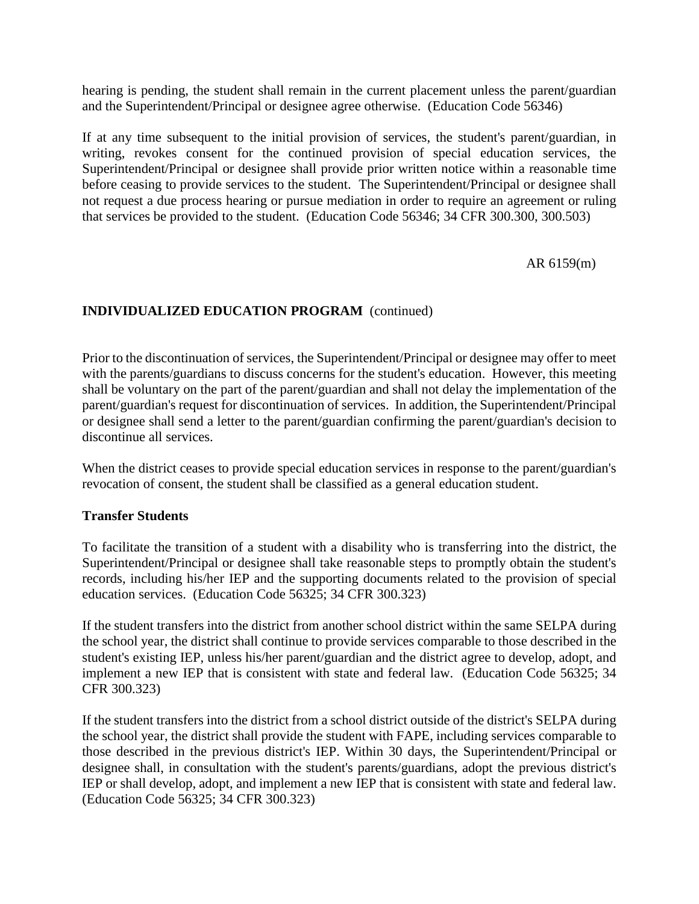hearing is pending, the student shall remain in the current placement unless the parent/guardian and the Superintendent/Principal or designee agree otherwise. (Education Code 56346)

If at any time subsequent to the initial provision of services, the student's parent/guardian, in writing, revokes consent for the continued provision of special education services, the Superintendent/Principal or designee shall provide prior written notice within a reasonable time before ceasing to provide services to the student. The Superintendent/Principal or designee shall not request a due process hearing or pursue mediation in order to require an agreement or ruling that services be provided to the student. (Education Code 56346; 34 CFR 300.300, 300.503)

**INDIVIDUALIZED EDUCATION PROGRAM** (continued)

Prior to the discontinuation of services, the Superintendent/Principal or designee may offer to meet with the parents/guardians to discuss concerns for the student's education. However, this meeting shall be voluntary on the part of the parent/guardian and shall not delay the implementation of the parent/guardian's request for discontinuation of services. In addition, the Superintendent/Principal or designee shall send a letter to the parent/guardian confirming the parent/guardian's decision to discontinue all services.

When the district ceases to provide special education services in response to the parent/guardian's revocation of consent, the student shall be classified as a general education student.

**Transfer Students**

To facilitate the transition of a student with a disability who is transferring into the district, the Superintendent/Principal or designee shall take reasonable steps to promptly obtain the student's records, including his/her IEP and the supporting documents related to the provision of special education services. (Education Code 56325; 34 CFR 300.323)

If the student transfers into the district from another school district within the same SELPA during the school year, the district shall continue to provide services comparable to those described in the student's existing IEP, unless his/her parent/guardian and the district agree to develop, adopt, and implement a new IEP that is consistent with state and federal law. (Education Code 56325; 34 CFR 300.323)

If the student transfers into the district from a school district outside of the district's SELPA during the school year, the district shall provide the student with FAPE, including services comparable to those described in the previous district's IEP. Within 30 days, the Superintendent/Principal or designee shall, in consultation with the student's parents/guardians, adopt the previous district's IEP or shall develop, adopt, and implement a new IEP that is consistent with state and federal law. (Education Code 56325; 34 CFR 300.323)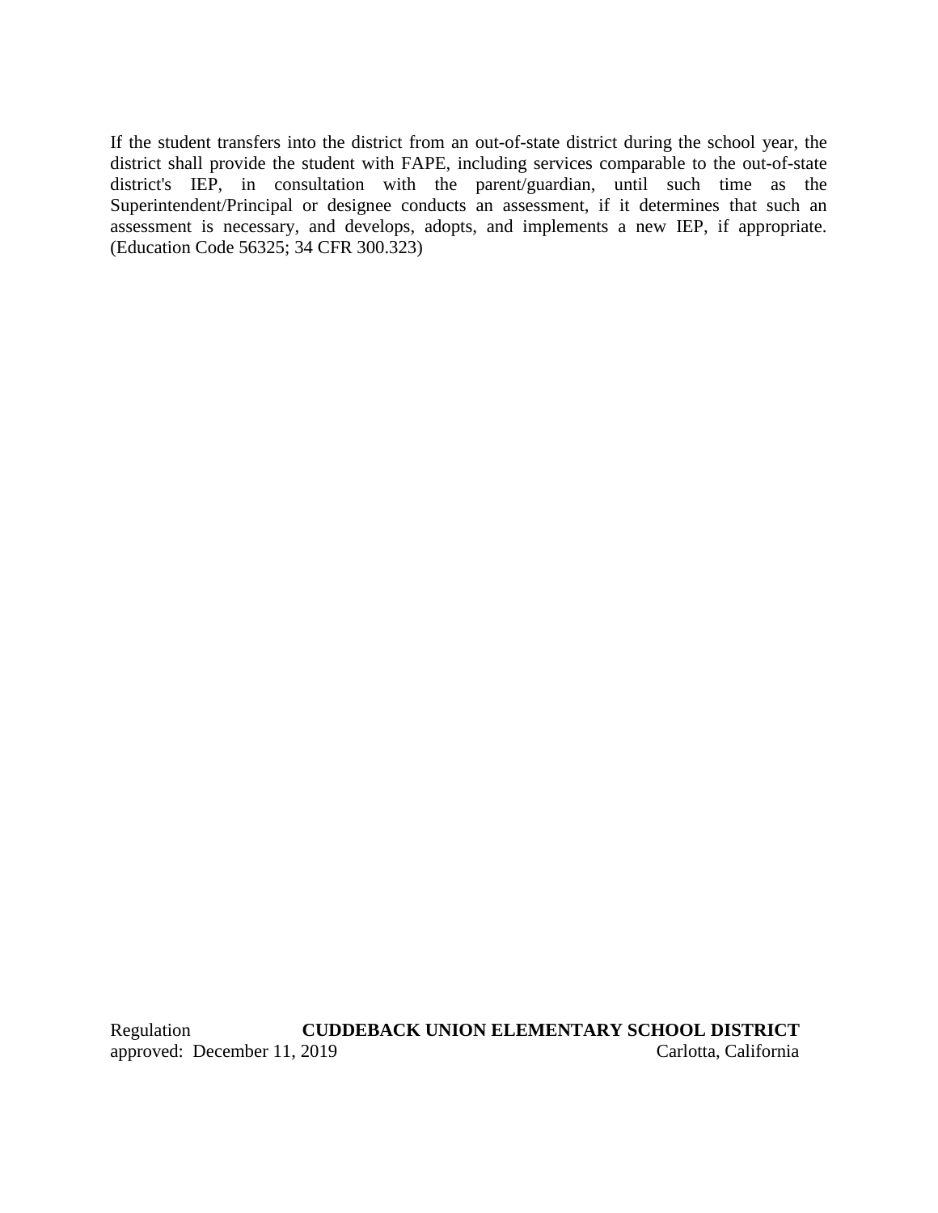If the student transfers into the district from an out-of-state district during the school year, the district shall provide the student with FAPE, including services comparable to the out-of-state district's IEP, in consultation with the parent/guardian, until such time as the Superintendent/Principal or designee conducts an assessment, if it determines that such an assessment is necessary, and develops, adopts, and implements a new IEP, if appropriate. (Education Code 56325; 34 CFR 300.323)

Regulation **CUDDEBACK UNION ELEMENTARY SCHOOL DISTRICT**
approved: December 11, 2019 Carlotta, California